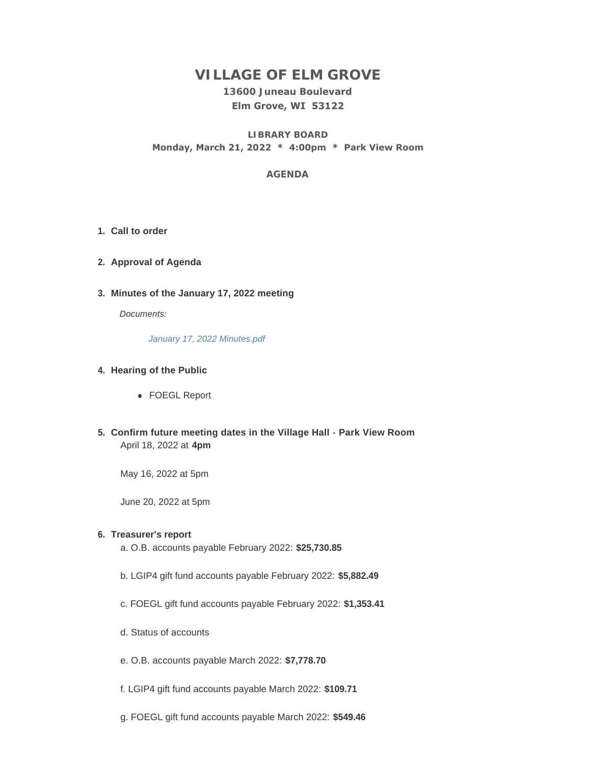# VILLAGE OF ELM GROVE

**13600 Juneau Boulevard**
**Elm Grove, WI 53122**

**LIBRARY BOARD**
**Monday, March 21, 2022 * 4:00pm * Park View Room**

**AGENDA**

1. **Call to order**

2. **Approval of Agenda**

3. **Minutes of the January 17, 2022 meeting**

   *Documents:*

   *January 17, 2022 Minutes.pdf*

4. **Hearing of the Public**

   - FOEGL Report

5. **Confirm future meeting dates in the Village Hall - Park View Room**

   April 18, 2022 at **4pm**

   May 16, 2022 at 5pm

   June 20, 2022 at 5pm

6. **Treasurer's report**

   a. O.B. accounts payable February 2022: **$25,730.85**

   b. LGIP4 gift fund accounts payable February 2022: **$5,882.49**

   c. FOEGL gift fund accounts payable February 2022: **$1,353.41**

   d. Status of accounts

   e. O.B. accounts payable March 2022: **$7,778.70**

   f. LGIP4 gift fund accounts payable March 2022: **$109.71**

   g. FOEGL gift fund accounts payable March 2022: **$549.46**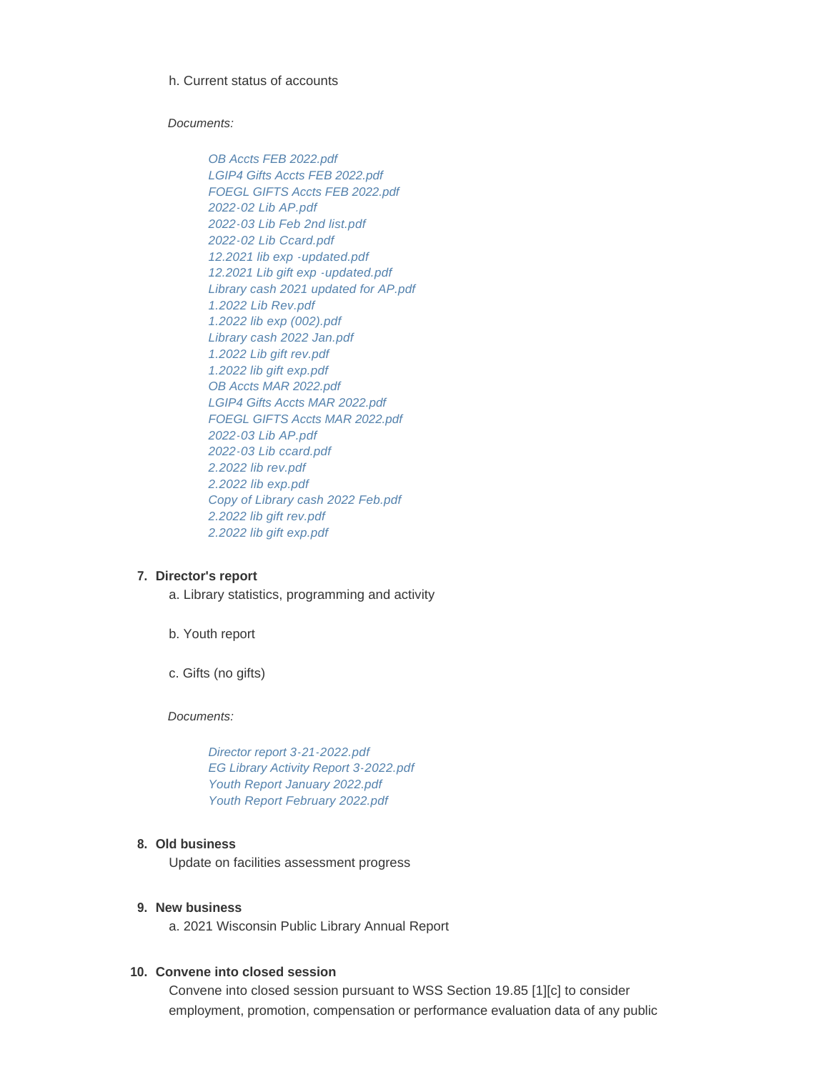h. Current status of accounts

*Documents:*

- *OB Accts FEB 2022.pdf*
- *LGIP4 Gifts Accts FEB 2022.pdf*
- *FOEGL GIFTS Accts FEB 2022.pdf*
- *2022-02 Lib AP.pdf*
- *2022-03 Lib Feb 2nd list.pdf*
- *2022-02 Lib Ccard.pdf*
- *12.2021 lib exp -updated.pdf*
- *12.2021 Lib gift exp -updated.pdf*
- *Library cash 2021 updated for AP.pdf*
- *1.2022 Lib Rev.pdf*
- *1.2022 lib exp (002).pdf*
- *Library cash 2022 Jan.pdf*
- *1.2022 Lib gift rev.pdf*
- *1.2022 lib gift exp.pdf*
- *OB Accts MAR 2022.pdf*
- *LGIP4 Gifts Accts MAR 2022.pdf*
- *FOEGL GIFTS Accts MAR 2022.pdf*
- *2022-03 Lib AP.pdf*
- *2022-03 Lib ccard.pdf*
- *2.2022 lib rev.pdf*
- *2.2022 lib exp.pdf*
- *Copy of Library cash 2022 Feb.pdf*
- *2.2022 lib gift rev.pdf*
- *2.2022 lib gift exp.pdf*

**7. Director's report**

a. Library statistics, programming and activity

b. Youth report

c. Gifts (no gifts)

*Documents:*

- *Director report 3-21-2022.pdf*
- *EG Library Activity Report 3-2022.pdf*
- *Youth Report January 2022.pdf*
- *Youth Report February 2022.pdf*

**8. Old business**

Update on facilities assessment progress

**9. New business**

a. 2021 Wisconsin Public Library Annual Report

**10. Convene into closed session**

Convene into closed session pursuant to WSS Section 19.85 [1][c] to consider employment, promotion, compensation or performance evaluation data of any public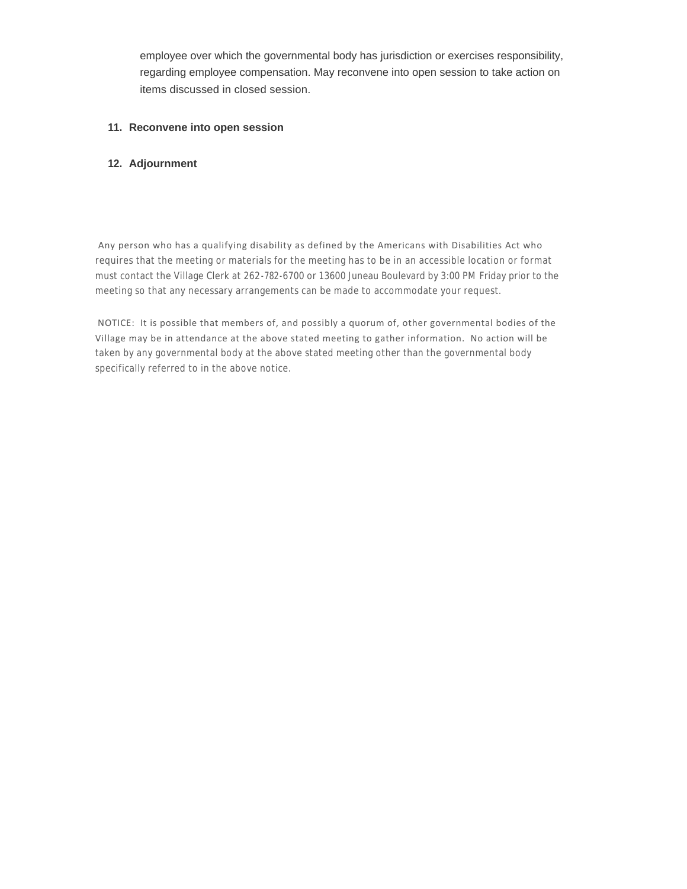employee over which the governmental body has jurisdiction or exercises responsibility, regarding employee compensation. May reconvene into open session to take action on items discussed in closed session.

11. **Reconvene into open session**

12. **Adjournment**

Any person who has a qualifying disability as defined by the Americans with Disabilities Act who requires that the meeting or materials for the meeting has to be in an accessible location or format must contact the Village Clerk at 262-782-6700 or 13600 Juneau Boulevard by 3:00 PM Friday prior to the meeting so that any necessary arrangements can be made to accommodate your request.

NOTICE: It is possible that members of, and possibly a quorum of, other governmental bodies of the Village may be in attendance at the above stated meeting to gather information. No action will be taken by any governmental body at the above stated meeting other than the governmental body specifically referred to in the above notice.